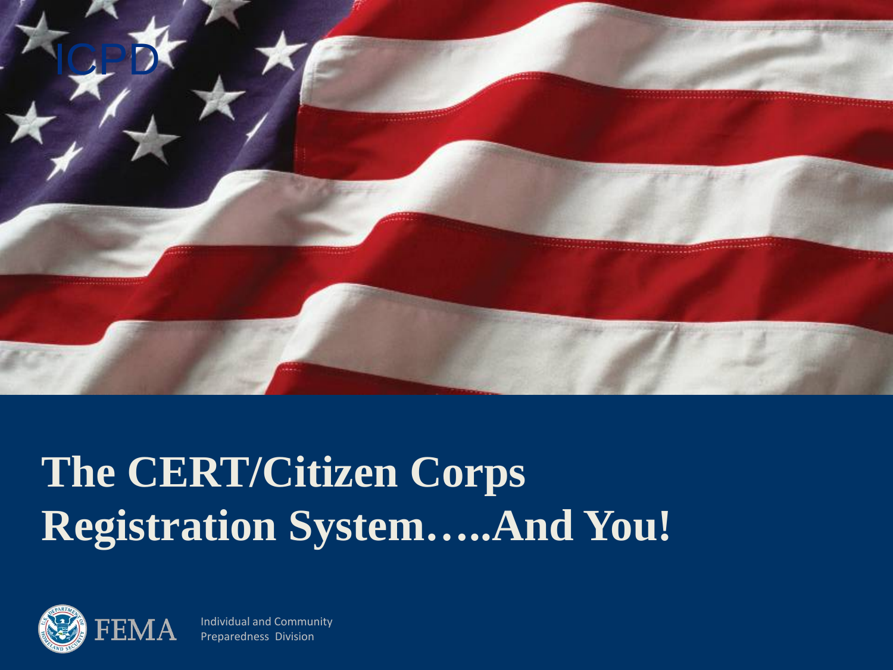ICPD

# The CERT/Citizen Corps Registration System…..And You!

FEMA

Individual and Community Preparedness Division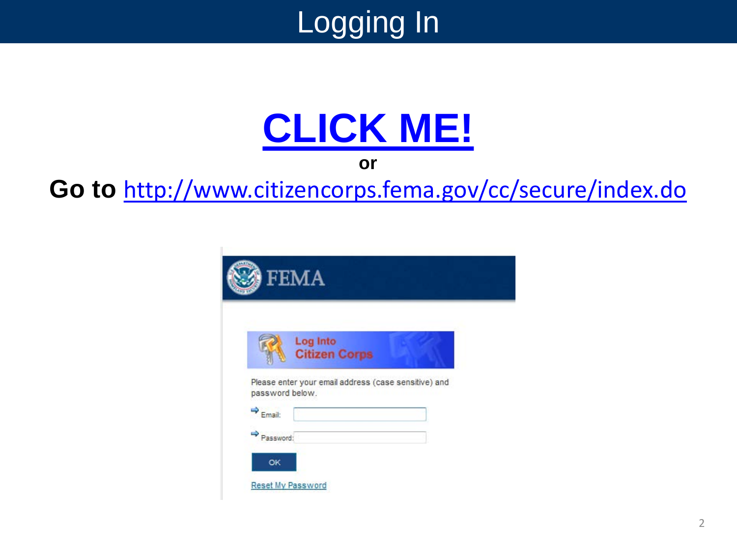# Logging In

**[CLICK ME!](http://www.citizencorps.fema.gov/cc/secure/index.do)**

**or**

**Go to** http://www.citizencorps.fema.gov/cc/secure/index.do

FEMA

Log Into Citizen Corps

Please enter your email address (case sensitive) and password below.

Email:

Password:

OK

Reset My Password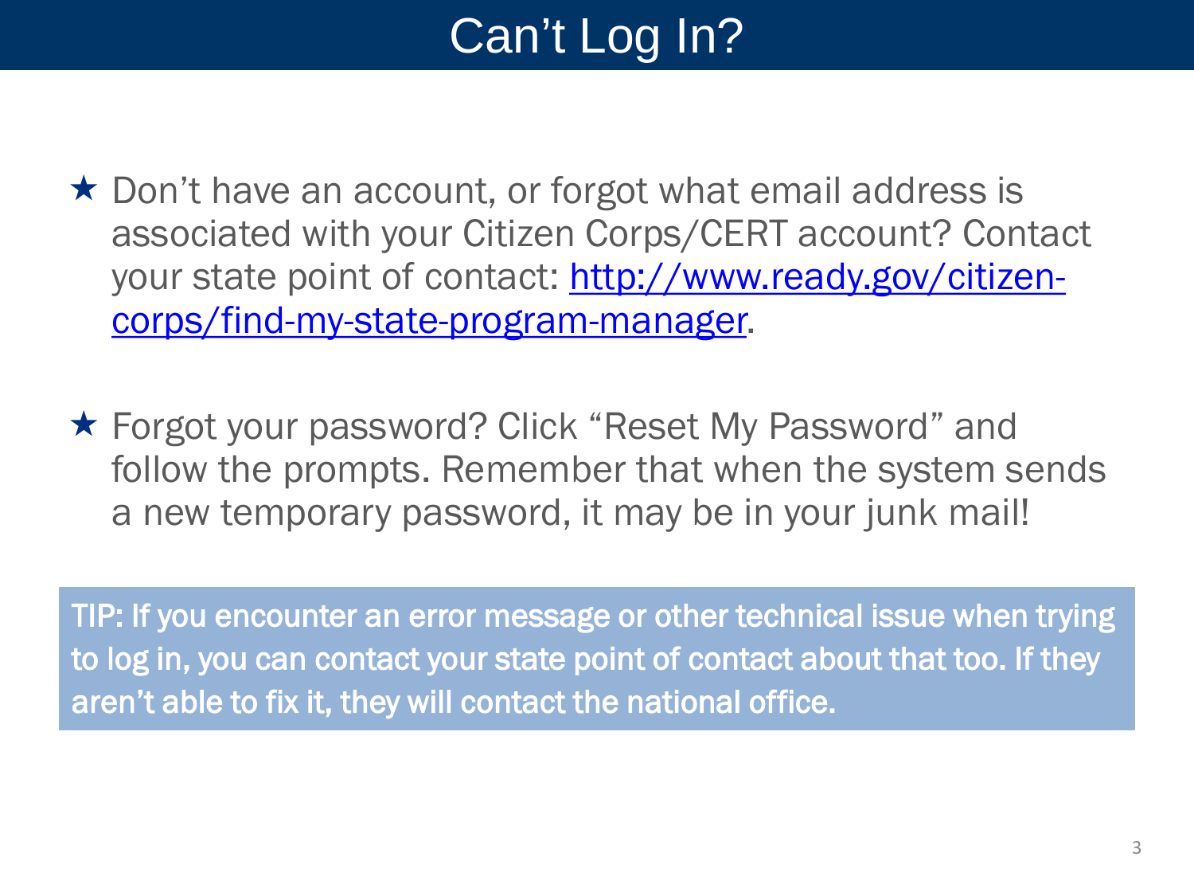# Can't Log In?

- ★ Don't have an account, or forgot what email address is associated with your Citizen Corps/CERT account? Contact your state point of contact: [http://www.ready.gov/citizen-corps/find-my-state-program-manager](http://www.ready.gov/citizen-corps/find-my-state-program-manager).

- ★ Forgot your password? Click "Reset My Password" and follow the prompts. Remember that when the system sends a new temporary password, it may be in your junk mail!

TIP: If you encounter an error message or other technical issue when trying to log in, you can contact your state point of contact about that too. If they aren't able to fix it, they will contact the national office.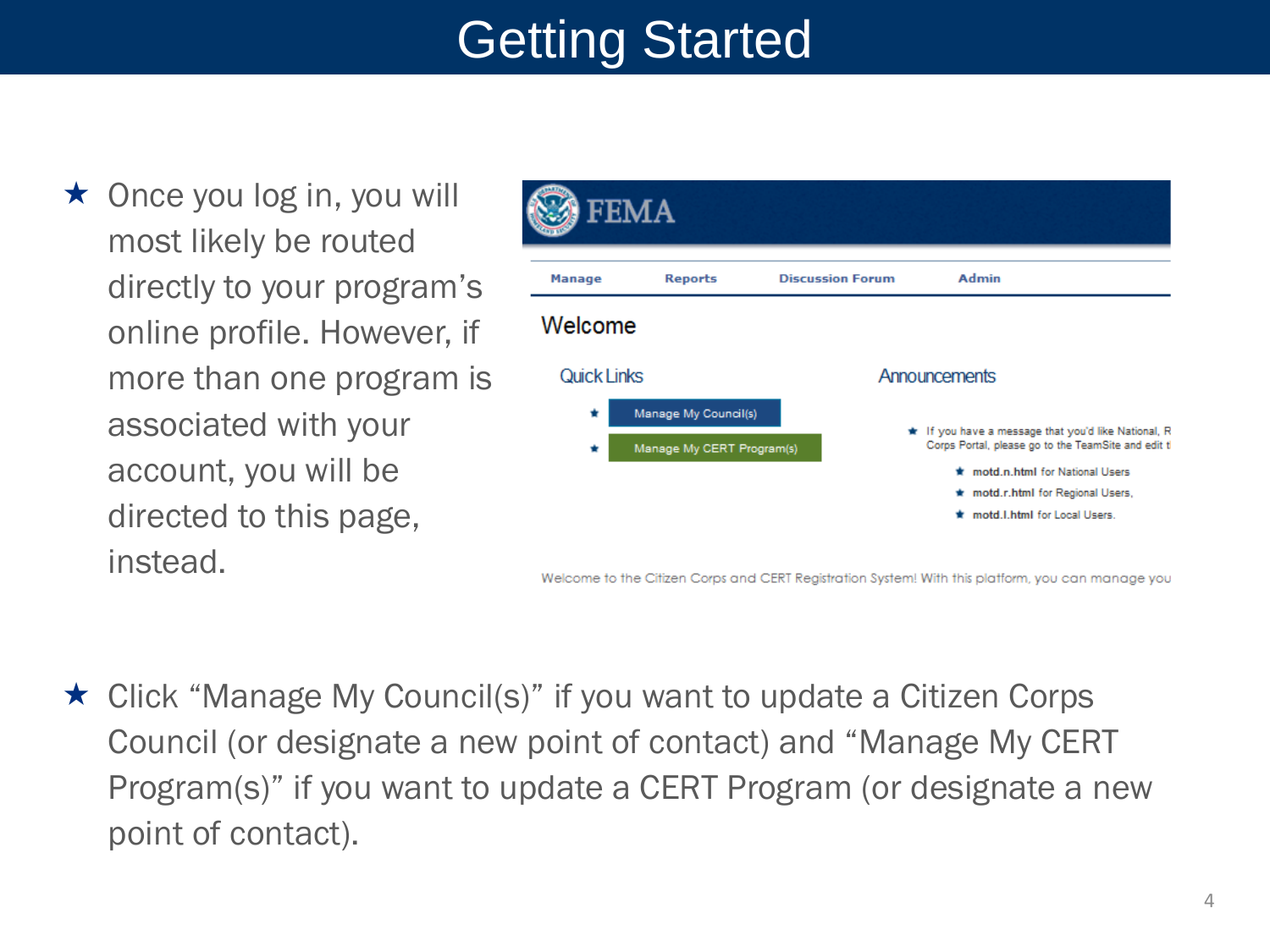# Getting Started

- Once you log in, you will most likely be routed directly to your program's online profile. However, if more than one program is associated with your account, you will be directed to this page, instead.

- Click "Manage My Council(s)" if you want to update a Citizen Corps Council (or designate a new point of contact) and "Manage My CERT Program(s)" if you want to update a CERT Program (or designate a new point of contact).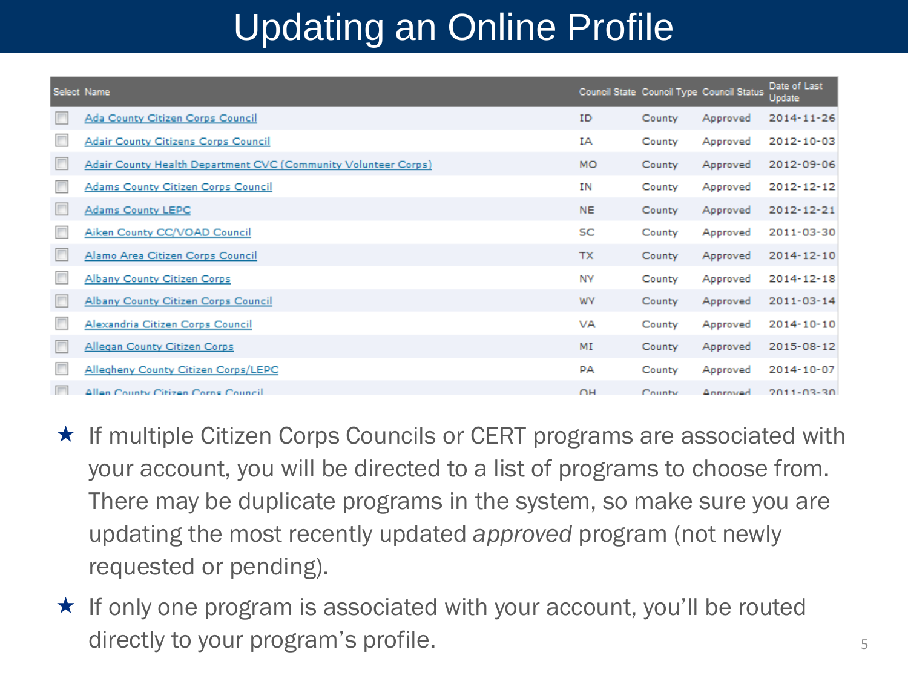# Updating an Online Profile

| Select | Name | Council State | Council Type | Council Status | Date of Last Update |
|---|---|---|---|---|---|
| ☐ | Ada County Citizen Corps Council | ID | County | Approved | 2014-11-26 |
| ☐ | Adair County Citizens Corps Council | IA | County | Approved | 2012-10-03 |
| ☐ | Adair County Health Department CVC (Community Volunteer Corps) | MO | County | Approved | 2012-09-06 |
| ☐ | Adams County Citizen Corps Council | IN | County | Approved | 2012-12-12 |
| ☐ | Adams County LEPC | NE | County | Approved | 2012-12-21 |
| ☐ | Aiken County CC/VOAD Council | SC | County | Approved | 2011-03-30 |
| ☐ | Alamo Area Citizen Corps Council | TX | County | Approved | 2014-12-10 |
| ☐ | Albany County Citizen Corps | NY | County | Approved | 2014-12-18 |
| ☐ | Albany County Citizen Corps Council | WY | County | Approved | 2011-03-14 |
| ☐ | Alexandria Citizen Corps Council | VA | County | Approved | 2014-10-10 |
| ☐ | Allegan County Citizen Corps | MI | County | Approved | 2015-08-12 |
| ☐ | Allegheny County Citizen Corps/LEPC | PA | County | Approved | 2014-10-07 |
| ☐ | Allen County Citizen Corps Council | OH | County | Approved | 2011-03-30 |

- ★ If multiple Citizen Corps Councils or CERT programs are associated with your account, you will be directed to a list of programs to choose from. There may be duplicate programs in the system, so make sure you are updating the most recently updated *approved* program (not newly requested or pending).
- ★ If only one program is associated with your account, you'll be routed directly to your program's profile.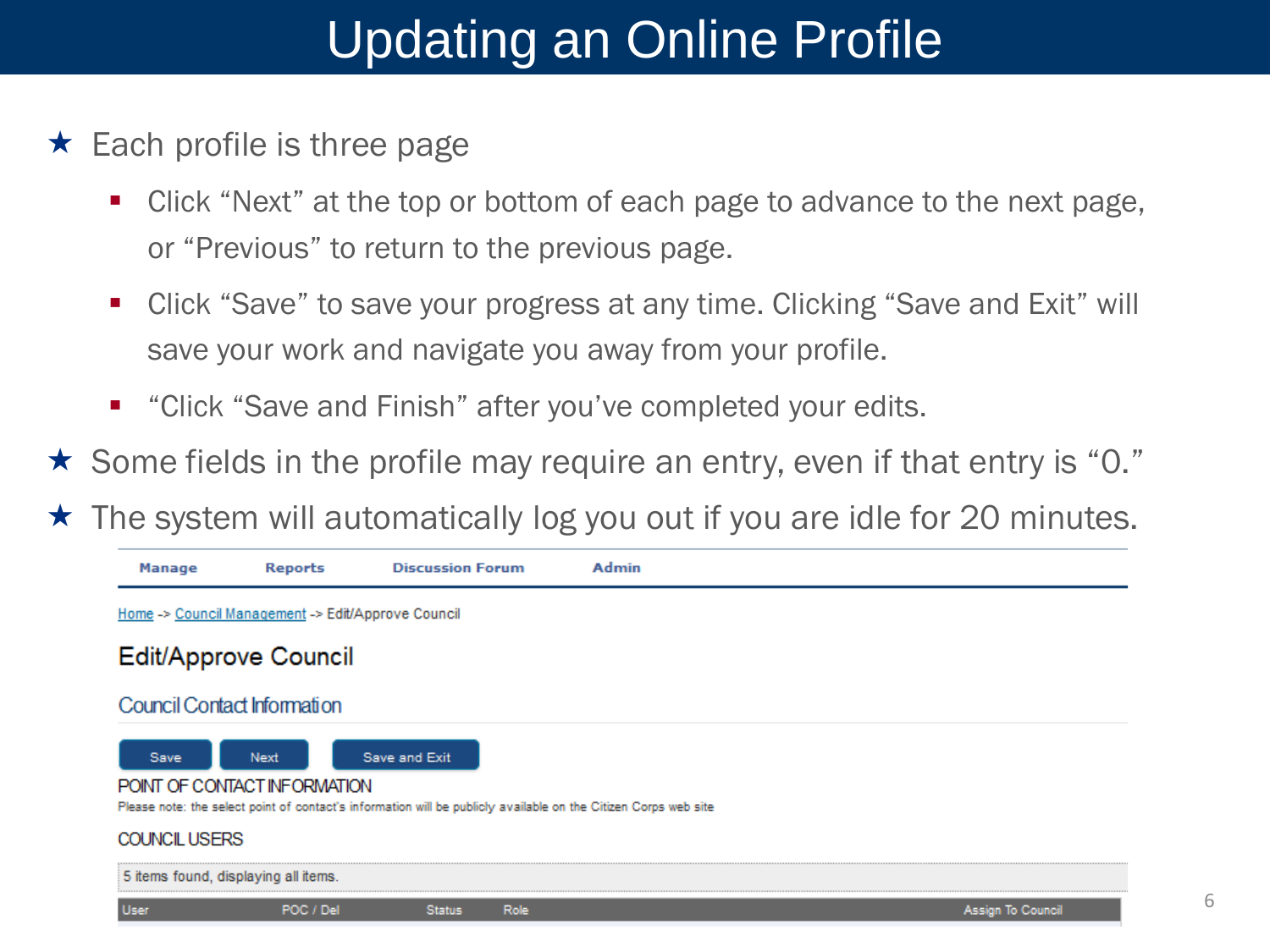# Updating an Online Profile

- Each profile is three page
  - Click “Next” at the top or bottom of each page to advance to the next page, or “Previous” to return to the previous page.
  - Click “Save” to save your progress at any time. Clicking “Save and Exit” will save your work and navigate you away from your profile.
  - “Click “Save and Finish” after you’ve completed your edits.
- Some fields in the profile may require an entry, even if that entry is “0.”
- The system will automatically log you out if you are idle for 20 minutes.

Manage | Reports | Discussion Forum | Admin

Home -> Council Management -> Edit/Approve Council

Edit/Approve Council

Council Contact Information

Save | Next | Save and Exit

POINT OF CONTACT INFORMATION

Please note: the select point of contact's information will be publicly available on the Citizen Corps web site

COUNCIL USERS

5 items found, displaying all items.

| User | POC / Del | Status | Role | Assign To Council |
| --- | --- | --- | --- | --- |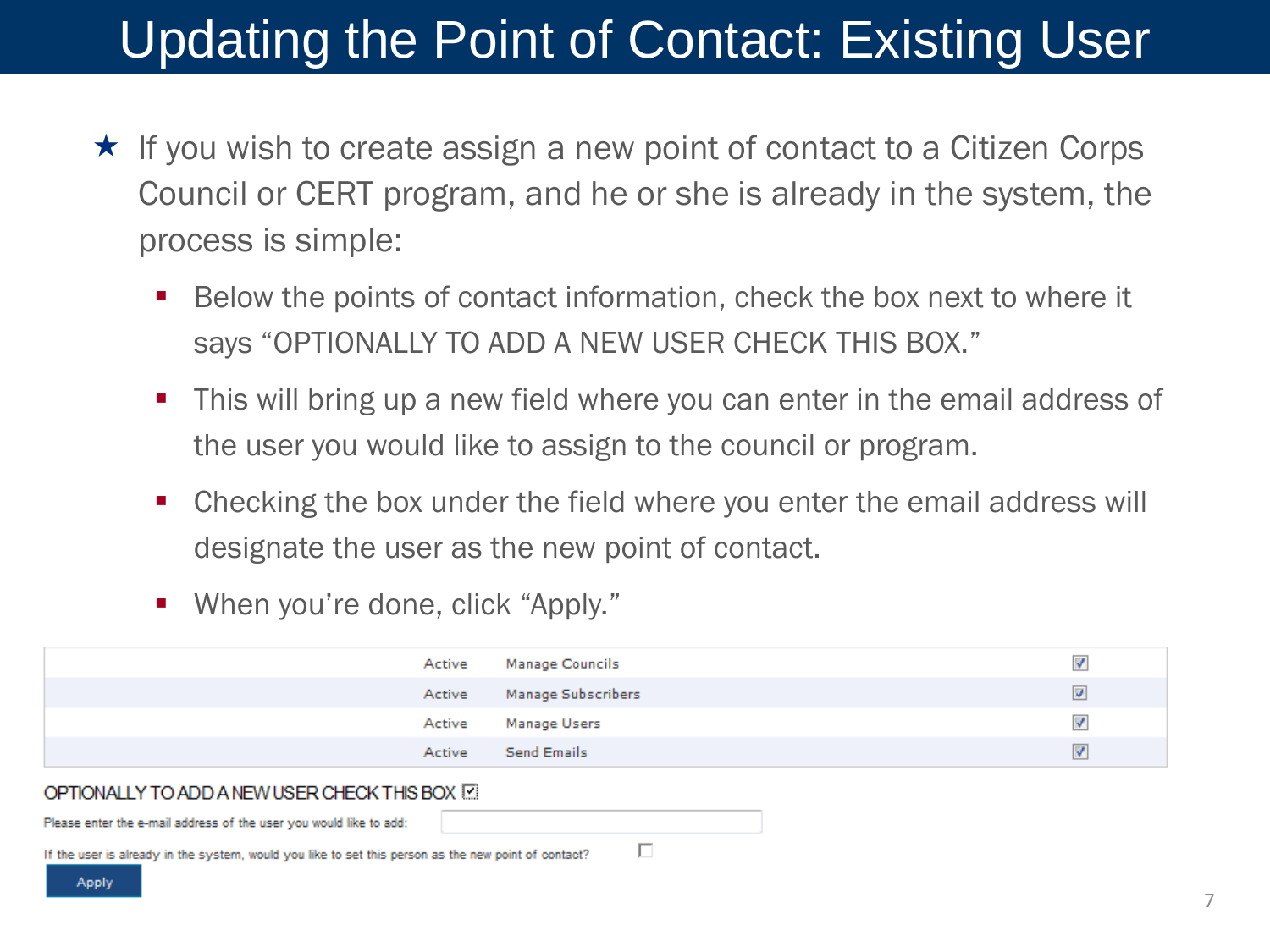# Updating the Point of Contact: Existing User

★ If you wish to create assign a new point of contact to a Citizen Corps Council or CERT program, and he or she is already in the system, the process is simple:

- Below the points of contact information, check the box next to where it says "OPTIONALLY TO ADD A NEW USER CHECK THIS BOX."
- This will bring up a new field where you can enter in the email address of the user you would like to assign to the council or program.
- Checking the box under the field where you enter the email address will designate the user as the new point of contact.
- When you're done, click "Apply."

| | | | |
|---|---|---|---|
| | Active | Manage Councils | ☑ |
| | Active | Manage Subscribers | ☑ |
| | Active | Manage Users | ☑ |
| | Active | Send Emails | ☑ |

OPTIONALLY TO ADD A NEW USER CHECK THIS BOX ☑

Please enter the e-mail address of the user you would like to add:

If the user is already in the system, would you like to set this person as the new point of contact? ☐

Apply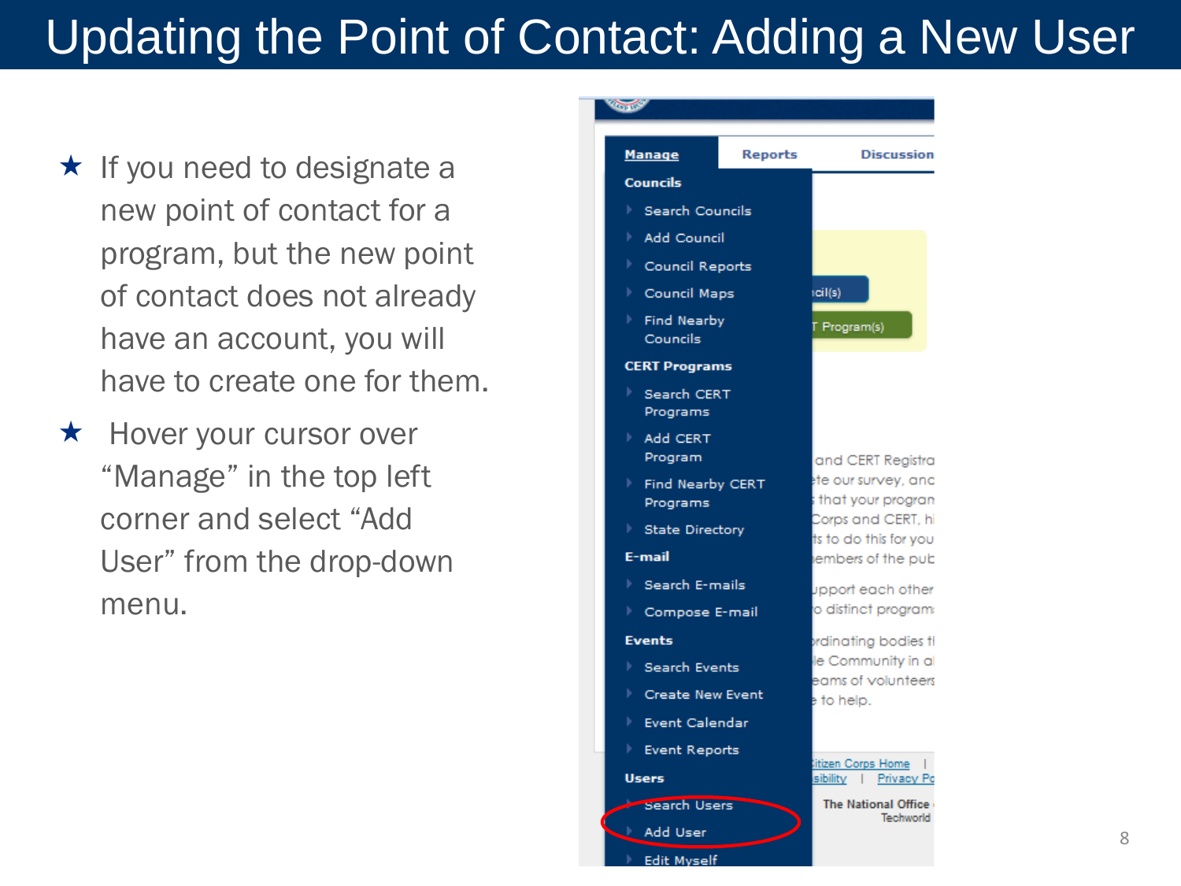# Updating the Point of Contact: Adding a New User

- If you need to designate a new point of contact for a program, but the new point of contact does not already have an account, you will have to create one for them.
- Hover your cursor over "Manage" in the top left corner and select "Add User" from the drop-down menu.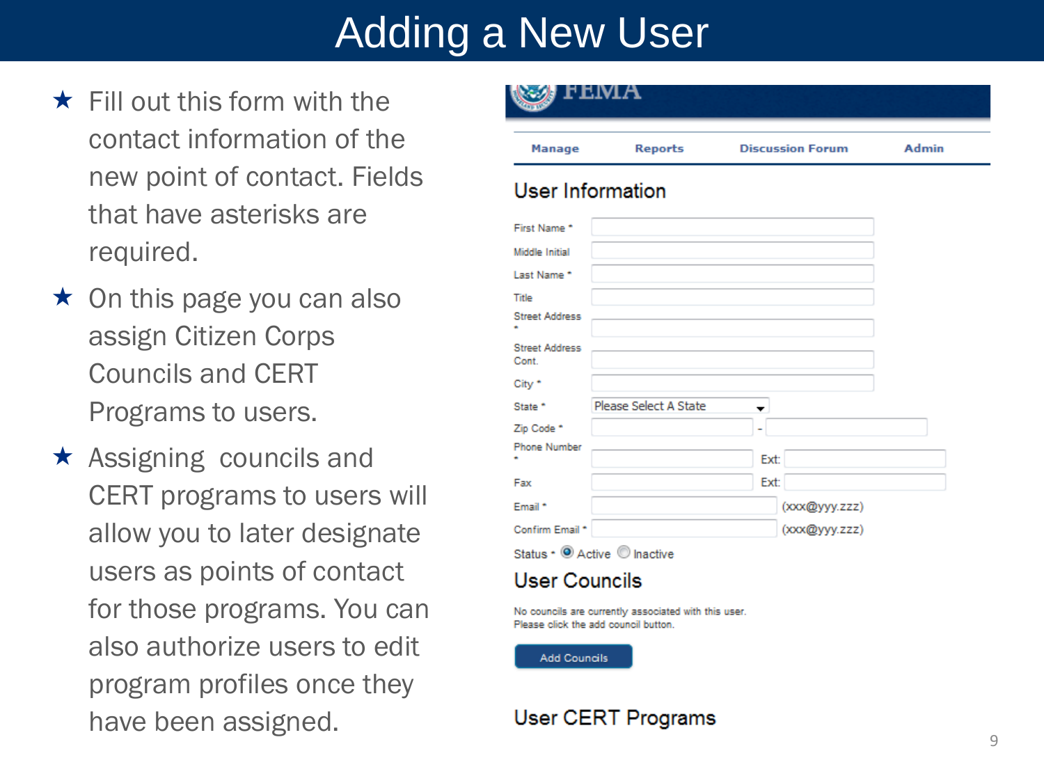# Adding a New User

- Fill out this form with the contact information of the new point of contact. Fields that have asterisks are required.
- On this page you can also assign Citizen Corps Councils and CERT Programs to users.
- Assigning councils and CERT programs to users will allow you to later designate users as points of contact for those programs. You can also authorize users to edit program profiles once they have been assigned.

FEMA

Manage | Reports | Discussion Forum | Admin

## User Information

First Name *

Middle Initial

Last Name *

Title

Street Address *

Street Address Cont.

City *

State * Please Select A State

Zip Code * -

Phone Number * Ext:

Fax Ext:

Email * (xxx@yyy.zzz)

Confirm Email * (xxx@yyy.zzz)

Status * Active Inactive

## User Councils

No councils are currently associated with this user.
Please click the add council button.

Add Councils

## User CERT Programs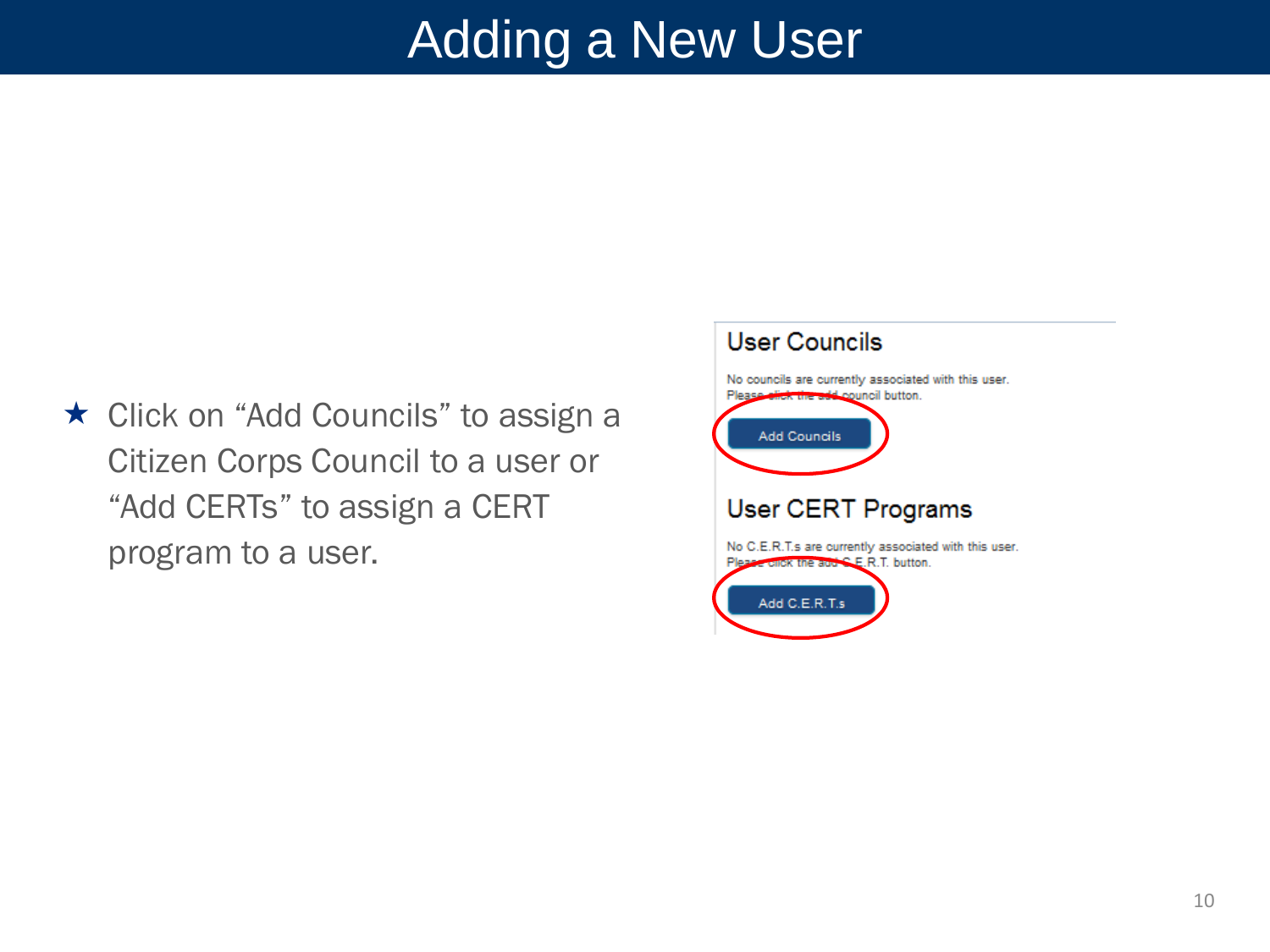# Adding a New User

- Click on “Add Councils” to assign a Citizen Corps Council to a user or “Add CERTs” to assign a CERT program to a user.

## User Councils

No councils are currently associated with this user.
Please click the add council button.

Add Councils

## User CERT Programs

No C.E.R.T.s are currently associated with this user.
Please click the add C.E.R.T. button.

Add C.E.R.T.s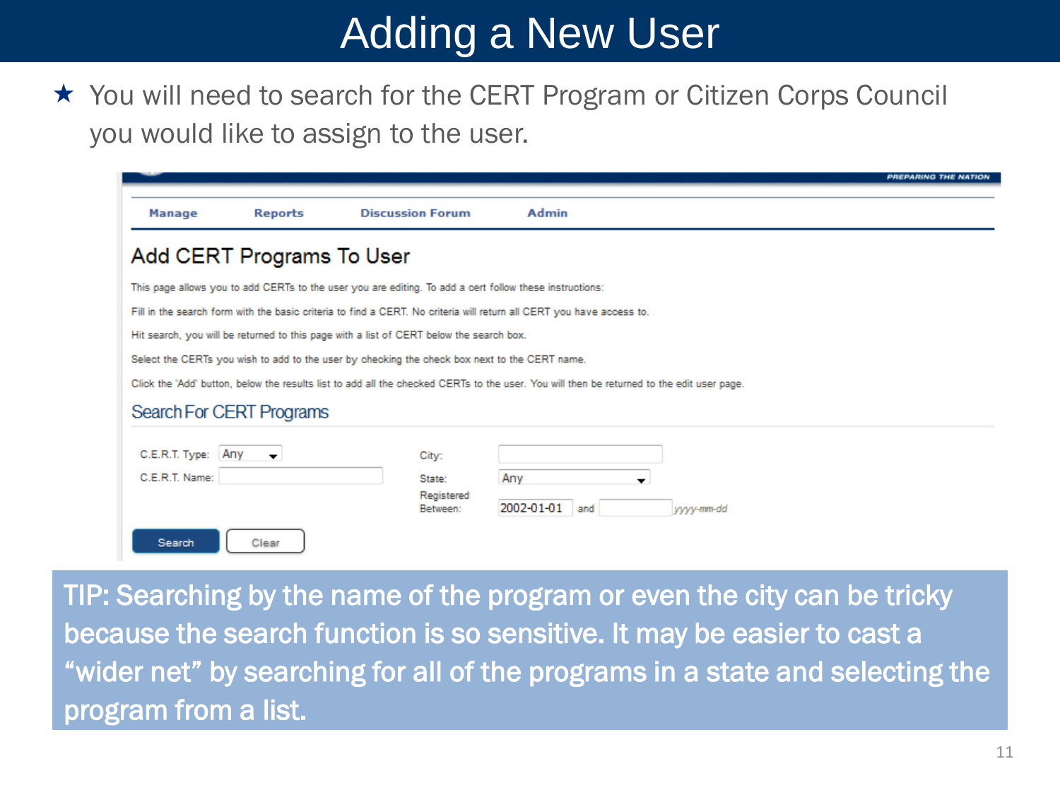# Adding a New User

- You will need to search for the CERT Program or Citizen Corps Council you would like to assign to the user.

PREPARING THE NATION

Manage | Reports | Discussion Forum | Admin

## Add CERT Programs To User

This page allows you to add CERTs to the user you are editing. To add a cert follow these instructions:

Fill in the search form with the basic criteria to find a CERT. No criteria will return all CERT you have access to.

Hit search, you will be returned to this page with a list of CERT below the search box.

Select the CERTs you wish to add to the user by checking the check box next to the CERT name.

Click the 'Add' button, below the results list to add all the checked CERTs to the user. You will then be returned to the edit user page.

### Search For CERT Programs

C.E.R.T. Type: Any

C.E.R.T. Name:

City:

State: Any

Registered Between: 2002-01-01 and yyyy-mm-dd

Search | Clear

TIP: Searching by the name of the program or even the city can be tricky because the search function is so sensitive. It may be easier to cast a "wider net" by searching for all of the programs in a state and selecting the program from a list.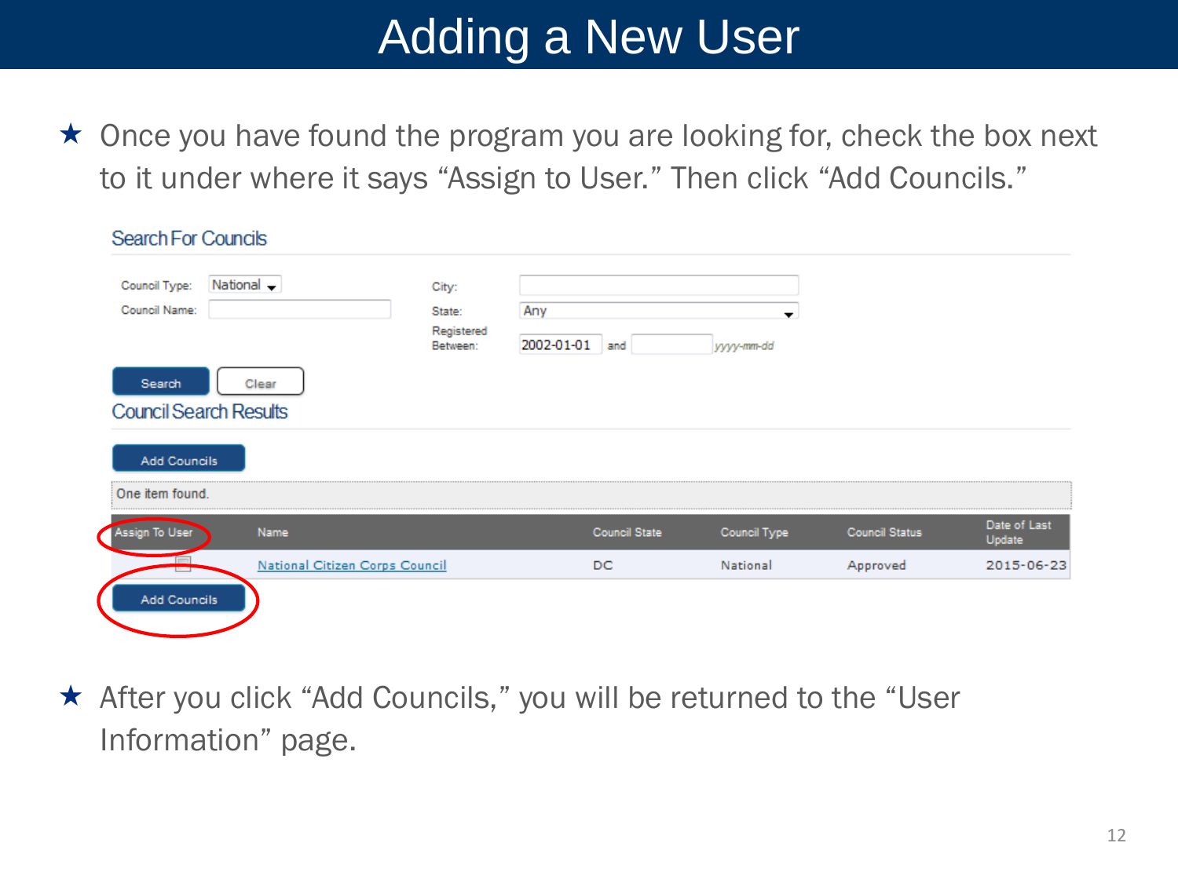# Adding a New User

- Once you have found the program you are looking for, check the box next to it under where it says "Assign to User." Then click "Add Councils."

## Search For Councils

Council Type: National

Council Name:

City:

State: Any

Registered Between: 2002-01-01 and yyyy-mm-dd

Search | Clear

## Council Search Results

Add Councils

One item found.

| Assign To User | Name | Council State | Council Type | Council Status | Date of Last Update |
|---|---|---|---|---|---|
| ☐ | National Citizen Corps Council | DC | National | Approved | 2015-06-23 |

Add Councils

- After you click "Add Councils," you will be returned to the "User Information" page.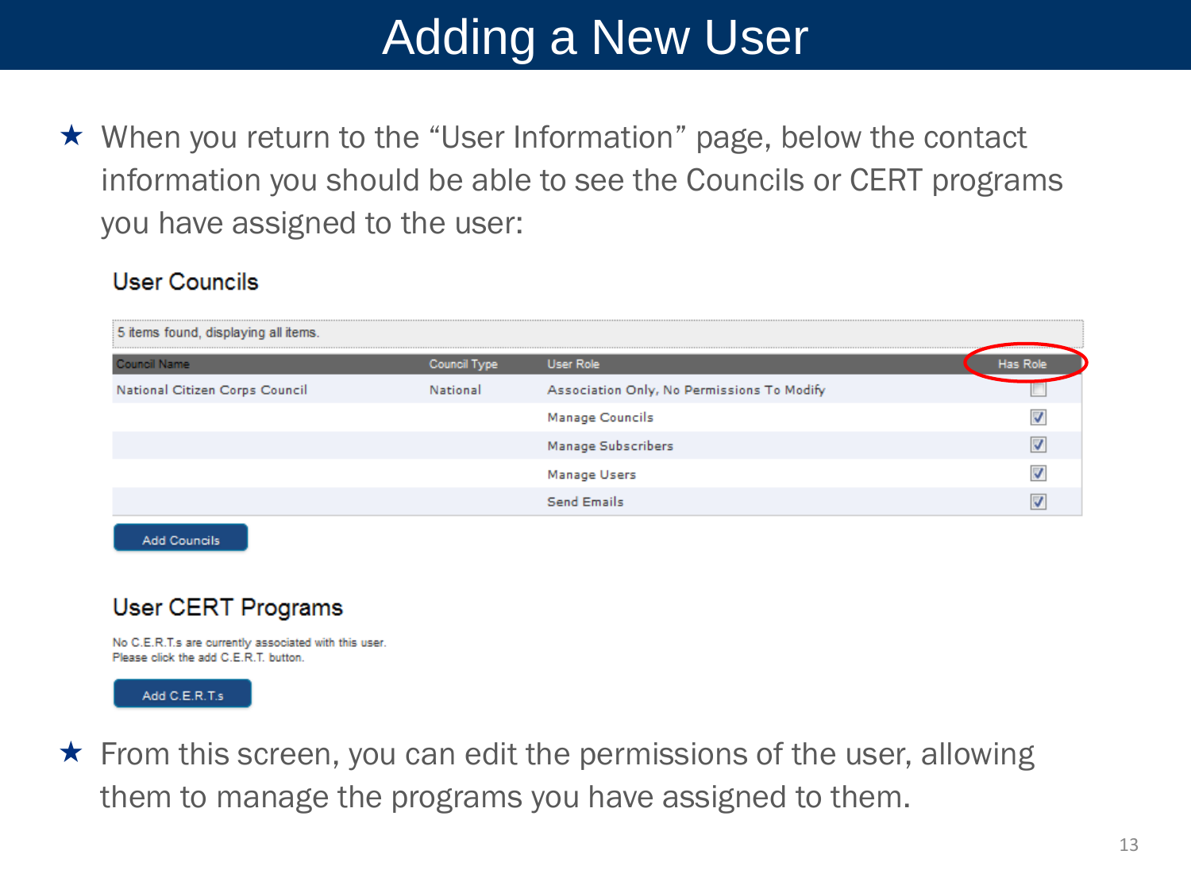# Adding a New User

- When you return to the "User Information" page, below the contact information you should be able to see the Councils or CERT programs you have assigned to the user:

## User Councils

5 items found, displaying all items.

| Council Name | Council Type | User Role | Has Role |
|---|---|---|---|
| National Citizen Corps Council | National | Association Only, No Permissions To Modify | ☐ |
| | | Manage Councils | ☑ |
| | | Manage Subscribers | ☑ |
| | | Manage Users | ☑ |
| | | Send Emails | ☑ |

Add Councils

## User CERT Programs

No C.E.R.T.s are currently associated with this user.
Please click the add C.E.R.T. button.

Add C.E.R.T.s

- From this screen, you can edit the permissions of the user, allowing them to manage the programs you have assigned to them.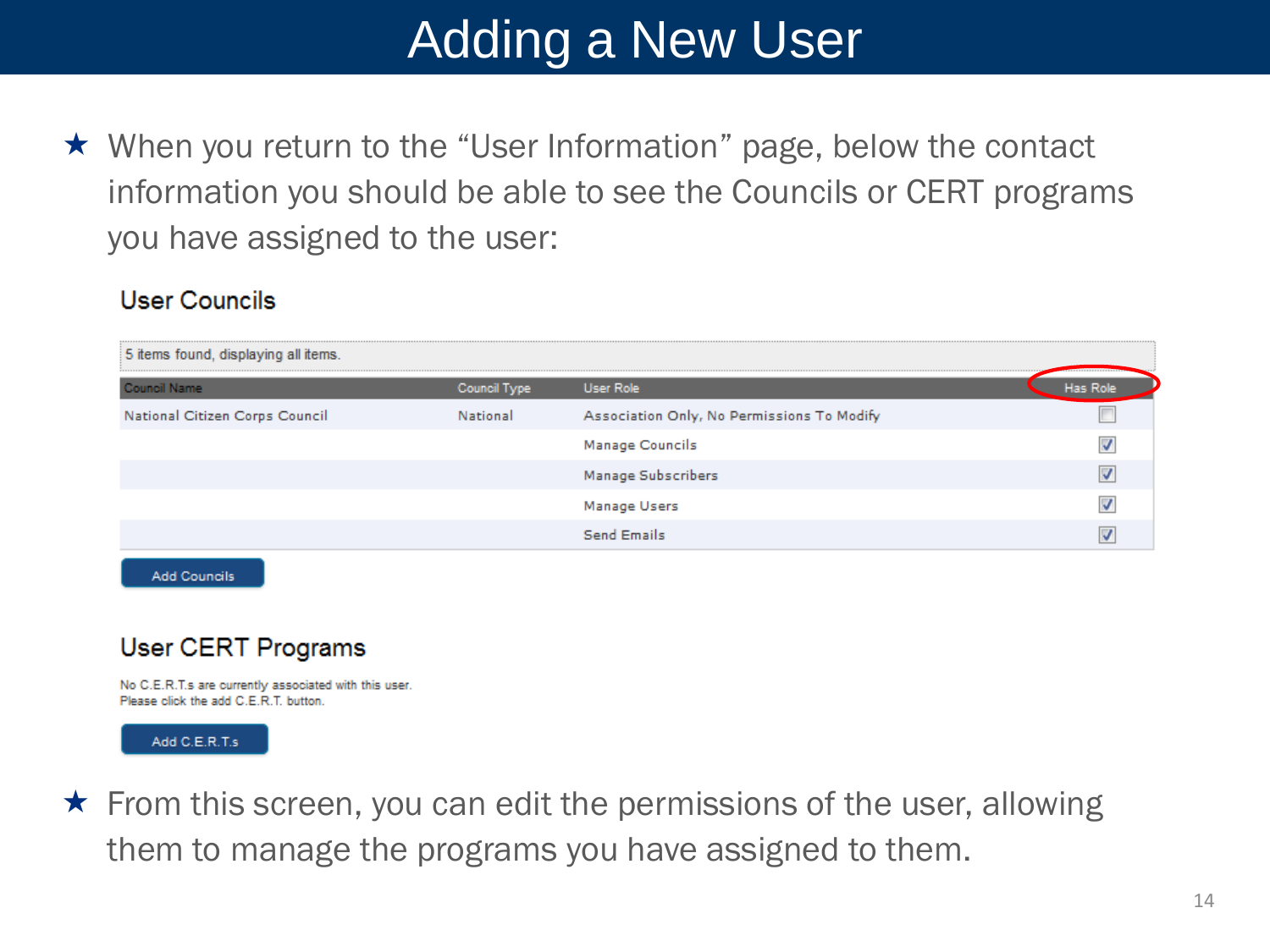# Adding a New User

- When you return to the “User Information” page, below the contact information you should be able to see the Councils or CERT programs you have assigned to the user:

### User Councils

5 items found, displaying all items.

| Council Name | Council Type | User Role | Has Role |
|---|---|---|---|
| National Citizen Corps Council | National | Association Only, No Permissions To Modify | ☐ |
| | | Manage Councils | ☑ |
| | | Manage Subscribers | ☑ |
| | | Manage Users | ☑ |
| | | Send Emails | ☑ |

Add Councils

### User CERT Programs

No C.E.R.T.s are currently associated with this user.
Please click the add C.E.R.T. button.

Add C.E.R.T.s

- From this screen, you can edit the permissions of the user, allowing them to manage the programs you have assigned to them.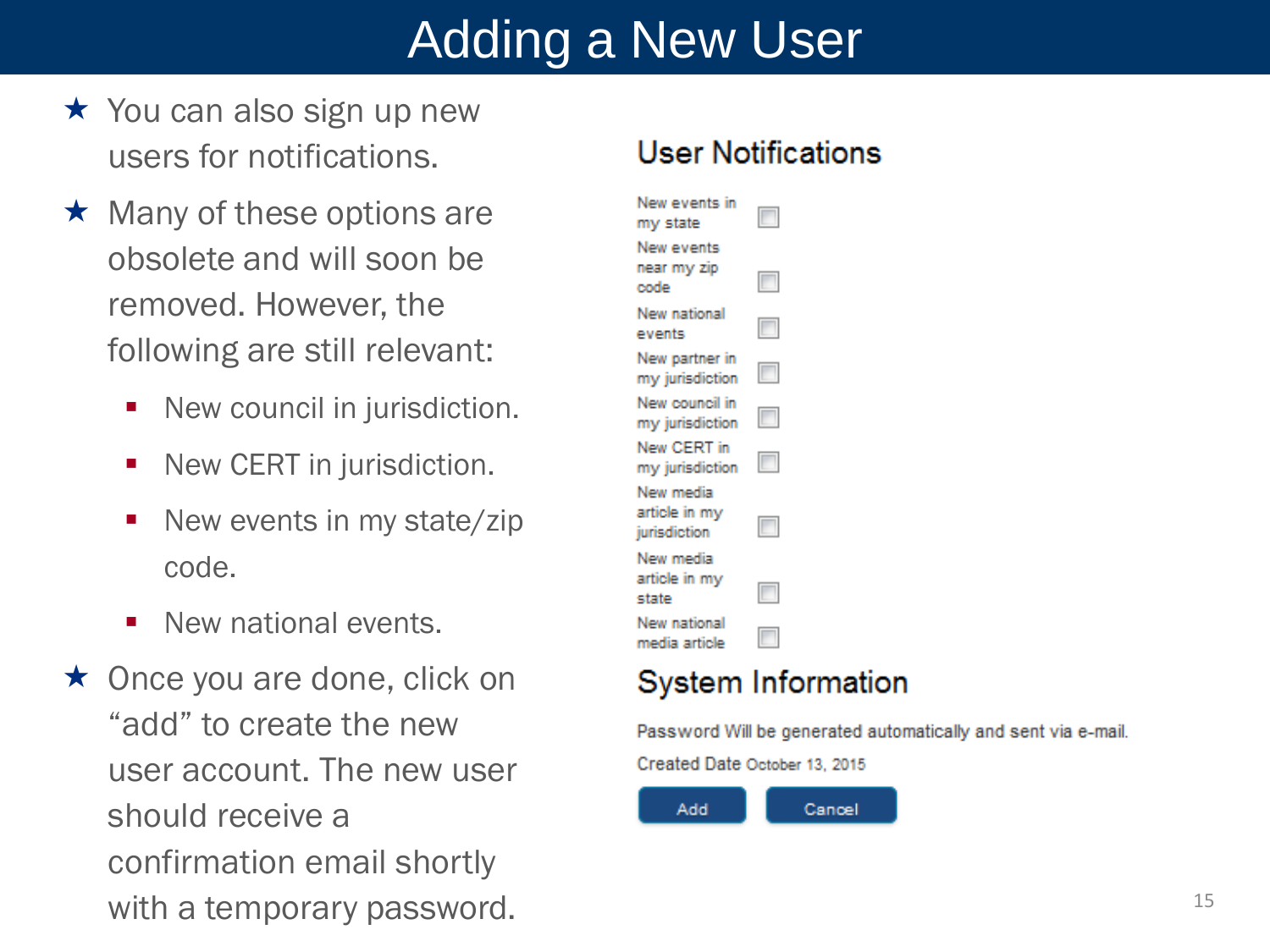# Adding a New User

- You can also sign up new users for notifications.
- Many of these options are obsolete and will soon be removed. However, the following are still relevant:
  - New council in jurisdiction.
  - New CERT in jurisdiction.
  - New events in my state/zip code.
  - New national events.
- Once you are done, click on "add" to create the new user account. The new user should receive a confirmation email shortly with a temporary password.

## User Notifications

- [ ] New events in my state
- [ ] New events near my zip code
- [ ] New national events
- [ ] New partner in my jurisdiction
- [ ] New council in my jurisdiction
- [ ] New CERT in my jurisdiction
- [ ] New media article in my jurisdiction
- [ ] New media article in my state
- [ ] New national media article

## System Information

Password Will be generated automatically and sent via e-mail.

Created Date October 13, 2015

Add | Cancel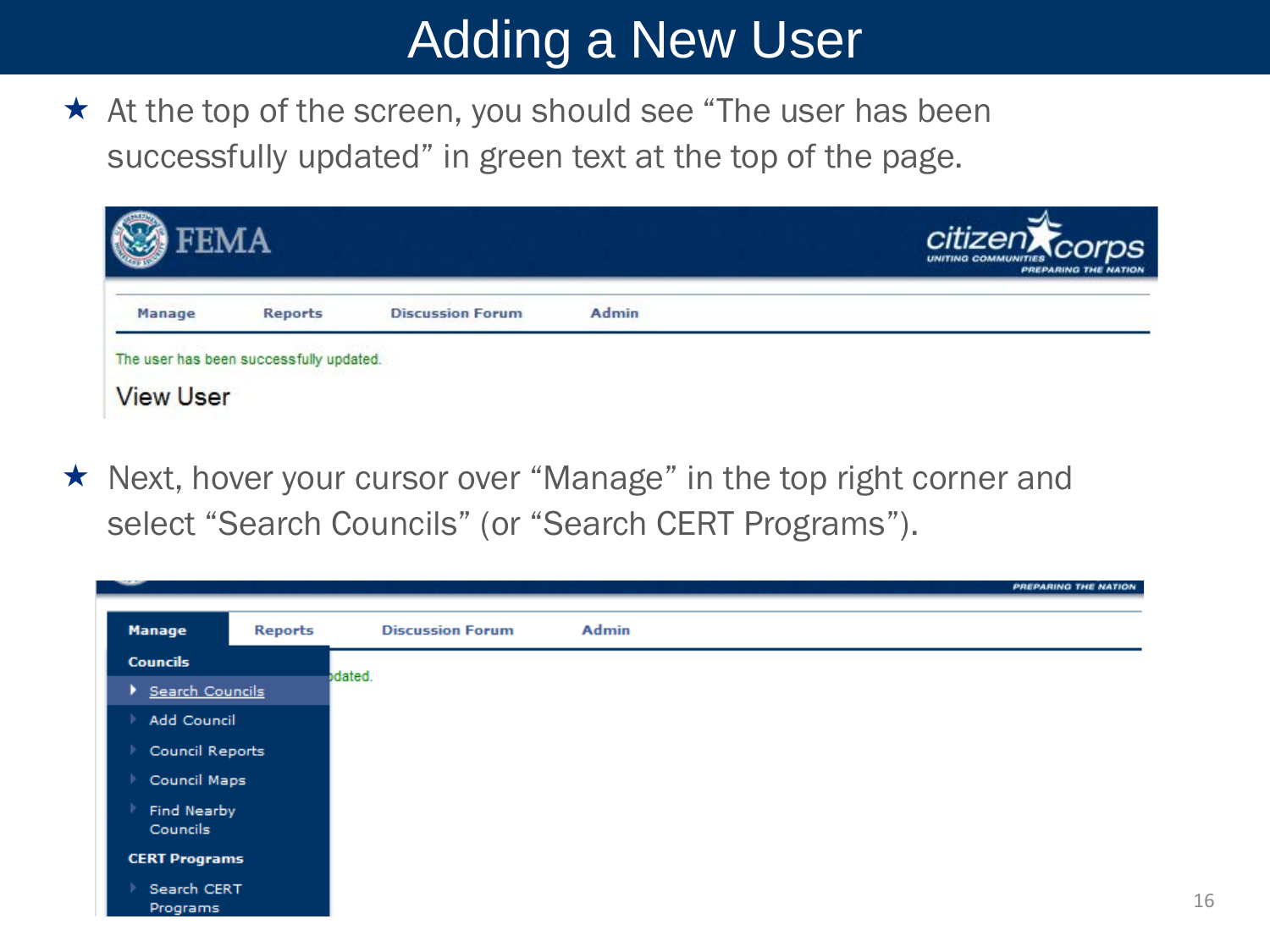# Adding a New User

- At the top of the screen, you should see "The user has been successfully updated" in green text at the top of the page.

- Next, hover your cursor over "Manage" in the top right corner and select "Search Councils" (or "Search CERT Programs").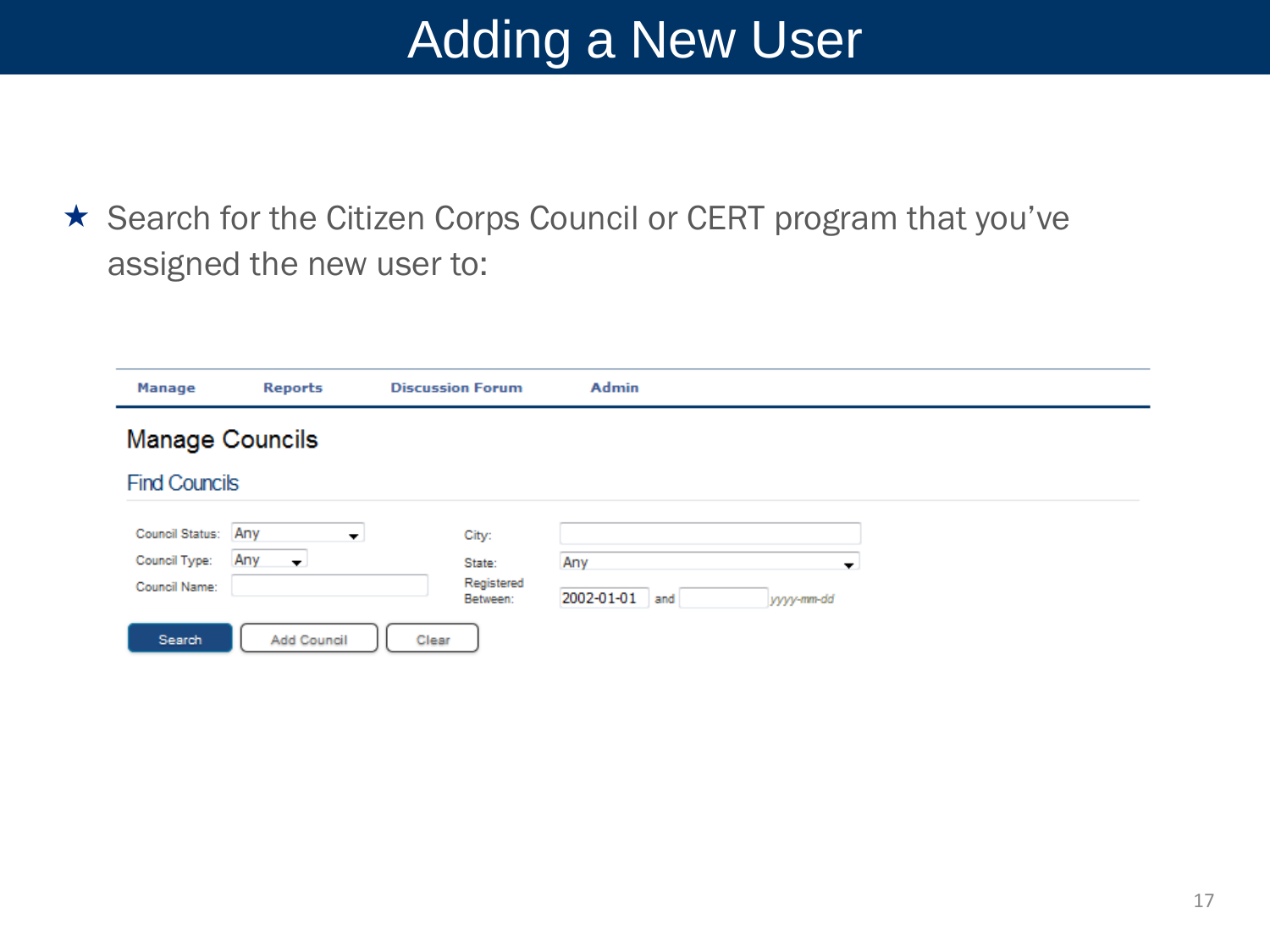# Adding a New User

- Search for the Citizen Corps Council or CERT program that you've assigned the new user to:

Manage | Reports | Discussion Forum | Admin

## Manage Councils

### Find Councils

Council Status: Any

Council Type: Any

Council Name:

City:

State: Any

Registered Between: 2002-01-01 and yyyy-mm-dd

Search | Add Council | Clear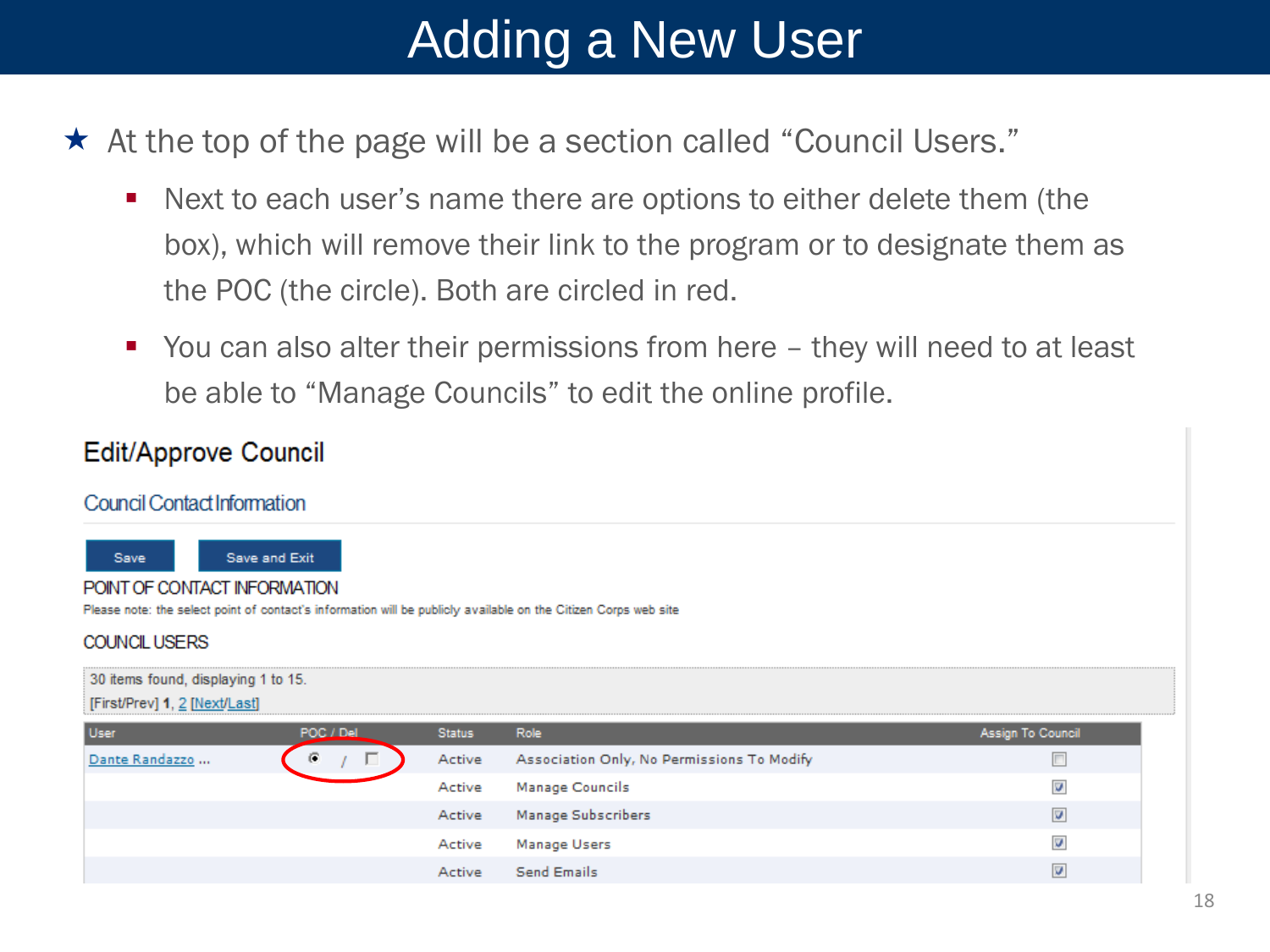# Adding a New User

- At the top of the page will be a section called "Council Users."
  - Next to each user's name there are options to either delete them (the box), which will remove their link to the program or to designate them as the POC (the circle). Both are circled in red.
  - You can also alter their permissions from here – they will need to at least be able to "Manage Councils" to edit the online profile.

## Edit/Approve Council

### Council Contact Information

Save | Save and Exit

POINT OF CONTACT INFORMATION

Please note: the select point of contact's information will be publicly available on the Citizen Corps web site

COUNCIL USERS

30 items found, displaying 1 to 15.
[First/Prev] 1, 2 [Next/Last]

| User | POC / Del | Status | Role | Assign To Council |
|---|---|---|---|---|
| Dante Randazzo ... | ◉ / ☐ | Active | Association Only, No Permissions To Modify | ☐ |
| | | Active | Manage Councils | ☑ |
| | | Active | Manage Subscribers | ☑ |
| | | Active | Manage Users | ☑ |
| | | Active | Send Emails | ☑ |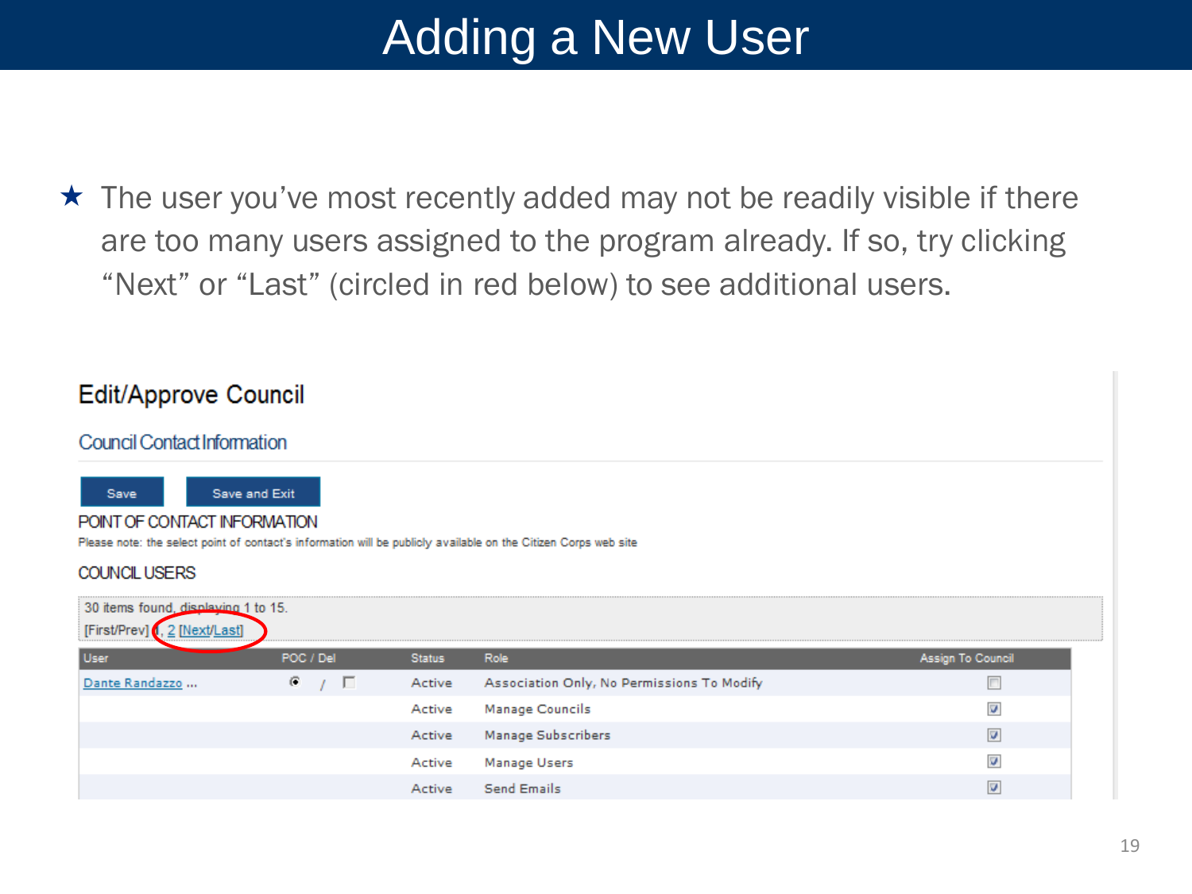# Adding a New User

- ★ The user you've most recently added may not be readily visible if there are too many users assigned to the program already. If so, try clicking "Next" or "Last" (circled in red below) to see additional users.

## Edit/Approve Council

Council Contact Information

Save | Save and Exit

POINT OF CONTACT INFORMATION

Please note: the select point of contact's information will be publicly available on the Citizen Corps web site

COUNCIL USERS

30 items found, displaying 1 to 15.

[First/Prev] 1, 2 [Next/Last]

| User | POC / Del | Status | Role | Assign To Council |
|---|---|---|---|---|
| Dante Randazzo ... | ◉ / ☐ | Active | Association Only, No Permissions To Modify | ☐ |
| | | Active | Manage Councils | ☑ |
| | | Active | Manage Subscribers | ☑ |
| | | Active | Manage Users | ☑ |
| | | Active | Send Emails | ☑ |